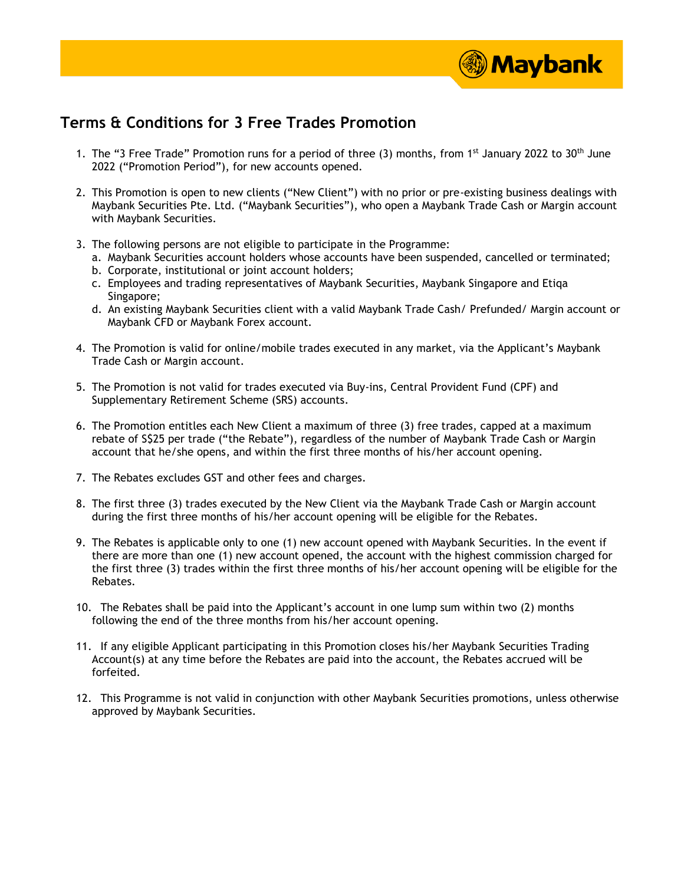# Terms & Conditions for 3 Free Trades Promotion

1. The "3 Free Trade" Promotion runs for a period of three (3) months, from 1st January 2022 to 30th June 2022 ("Promotion Period"), for new accounts opened.

2. This Promotion is open to new clients ("New Client") with no prior or pre-existing business dealings with Maybank Securities Pte. Ltd. ("Maybank Securities"), who open a Maybank Trade Cash or Margin account with Maybank Securities.

3. The following persons are not eligible to participate in the Programme:
   a. Maybank Securities account holders whose accounts have been suspended, cancelled or terminated;
   b. Corporate, institutional or joint account holders;
   c. Employees and trading representatives of Maybank Securities, Maybank Singapore and Etiqa Singapore;
   d. An existing Maybank Securities client with a valid Maybank Trade Cash/ Prefunded/ Margin account or Maybank CFD or Maybank Forex account.

4. The Promotion is valid for online/mobile trades executed in any market, via the Applicant's Maybank Trade Cash or Margin account.

5. The Promotion is not valid for trades executed via Buy-ins, Central Provident Fund (CPF) and Supplementary Retirement Scheme (SRS) accounts.

6. The Promotion entitles each New Client a maximum of three (3) free trades, capped at a maximum rebate of S$25 per trade ("the Rebate"), regardless of the number of Maybank Trade Cash or Margin account that he/she opens, and within the first three months of his/her account opening.

7. The Rebates excludes GST and other fees and charges.

8. The first three (3) trades executed by the New Client via the Maybank Trade Cash or Margin account during the first three months of his/her account opening will be eligible for the Rebates.

9. The Rebates is applicable only to one (1) new account opened with Maybank Securities. In the event if there are more than one (1) new account opened, the account with the highest commission charged for the first three (3) trades within the first three months of his/her account opening will be eligible for the Rebates.

10. The Rebates shall be paid into the Applicant's account in one lump sum within two (2) months following the end of the three months from his/her account opening.

11. If any eligible Applicant participating in this Promotion closes his/her Maybank Securities Trading Account(s) at any time before the Rebates are paid into the account, the Rebates accrued will be forfeited.

12. This Programme is not valid in conjunction with other Maybank Securities promotions, unless otherwise approved by Maybank Securities.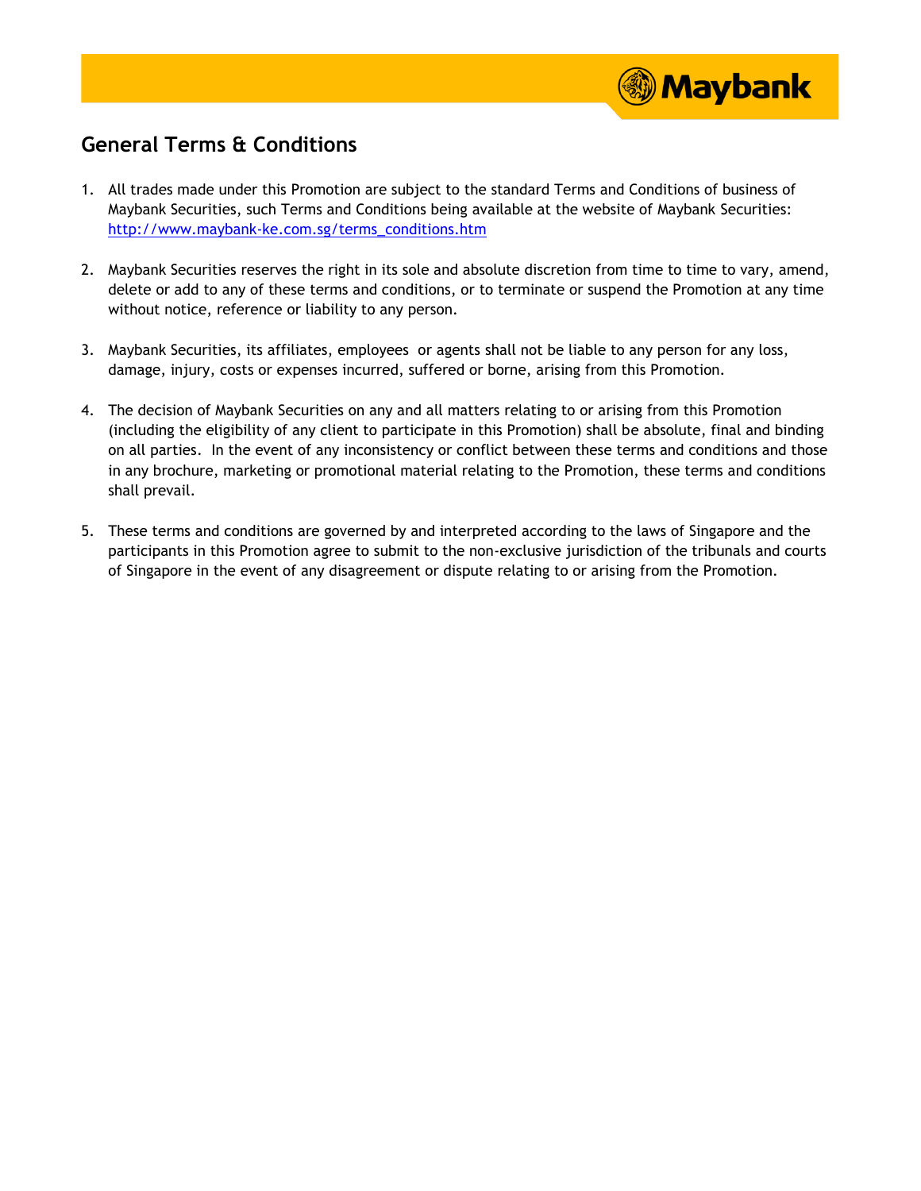## General Terms & Conditions

1. All trades made under this Promotion are subject to the standard Terms and Conditions of business of Maybank Securities, such Terms and Conditions being available at the website of Maybank Securities: http://www.maybank-ke.com.sg/terms_conditions.htm

2. Maybank Securities reserves the right in its sole and absolute discretion from time to time to vary, amend, delete or add to any of these terms and conditions, or to terminate or suspend the Promotion at any time without notice, reference or liability to any person.

3. Maybank Securities, its affiliates, employees or agents shall not be liable to any person for any loss, damage, injury, costs or expenses incurred, suffered or borne, arising from this Promotion.

4. The decision of Maybank Securities on any and all matters relating to or arising from this Promotion (including the eligibility of any client to participate in this Promotion) shall be absolute, final and binding on all parties. In the event of any inconsistency or conflict between these terms and conditions and those in any brochure, marketing or promotional material relating to the Promotion, these terms and conditions shall prevail.

5. These terms and conditions are governed by and interpreted according to the laws of Singapore and the participants in this Promotion agree to submit to the non-exclusive jurisdiction of the tribunals and courts of Singapore in the event of any disagreement or dispute relating to or arising from the Promotion.